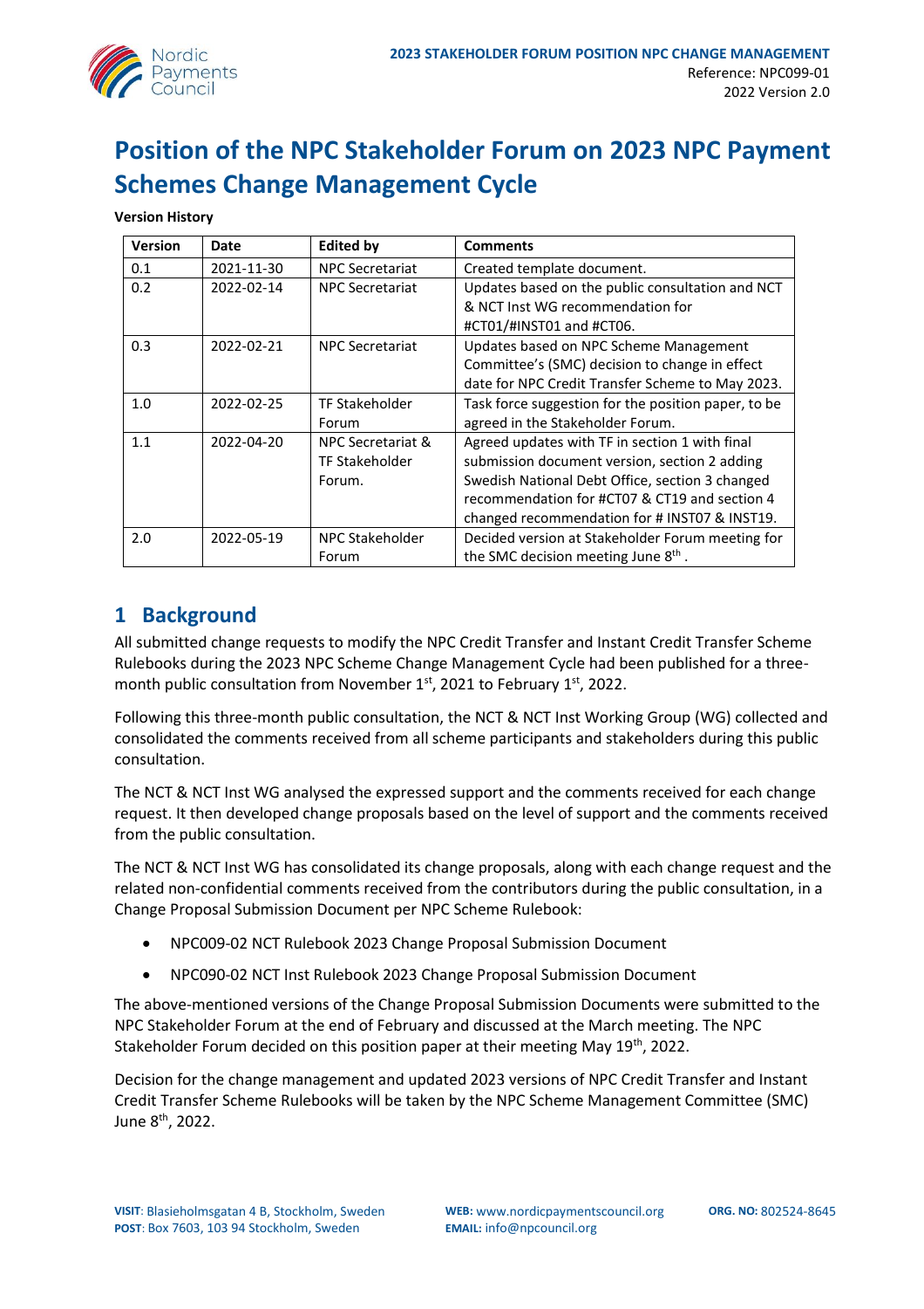# Position of the NPC Stakeholder Forum on 2023 NPC Payment Schemes Change Management Cycle

**Version History**

| Version | Date | Edited by | Comments |
|---|---|---|---|
| 0.1 | 2021-11-30 | NPC Secretariat | Created template document. |
| 0.2 | 2022-02-14 | NPC Secretariat | Updates based on the public consultation and NCT & NCT Inst WG recommendation for #CT01/#INST01 and #CT06. |
| 0.3 | 2022-02-21 | NPC Secretariat | Updates based on NPC Scheme Management Committee's (SMC) decision to change in effect date for NPC Credit Transfer Scheme to May 2023. |
| 1.0 | 2022-02-25 | TF Stakeholder Forum | Task force suggestion for the position paper, to be agreed in the Stakeholder Forum. |
| 1.1 | 2022-04-20 | NPC Secretariat & TF Stakeholder Forum. | Agreed updates with TF in section 1 with final submission document version, section 2 adding Swedish National Debt Office, section 3 changed recommendation for #CT07 & CT19 and section 4 changed recommendation for # INST07 & INST19. |
| 2.0 | 2022-05-19 | NPC Stakeholder Forum | Decided version at Stakeholder Forum meeting for the SMC decision meeting June 8th . |

## 1 Background

All submitted change requests to modify the NPC Credit Transfer and Instant Credit Transfer Scheme Rulebooks during the 2023 NPC Scheme Change Management Cycle had been published for a three-month public consultation from November 1st, 2021 to February 1st, 2022.

Following this three-month public consultation, the NCT & NCT Inst Working Group (WG) collected and consolidated the comments received from all scheme participants and stakeholders during this public consultation.

The NCT & NCT Inst WG analysed the expressed support and the comments received for each change request. It then developed change proposals based on the level of support and the comments received from the public consultation.

The NCT & NCT Inst WG has consolidated its change proposals, along with each change request and the related non-confidential comments received from the contributors during the public consultation, in a Change Proposal Submission Document per NPC Scheme Rulebook:

- NPC009-02 NCT Rulebook 2023 Change Proposal Submission Document
- NPC090-02 NCT Inst Rulebook 2023 Change Proposal Submission Document

The above-mentioned versions of the Change Proposal Submission Documents were submitted to the NPC Stakeholder Forum at the end of February and discussed at the March meeting. The NPC Stakeholder Forum decided on this position paper at their meeting May 19th, 2022.

Decision for the change management and updated 2023 versions of NPC Credit Transfer and Instant Credit Transfer Scheme Rulebooks will be taken by the NPC Scheme Management Committee (SMC) June 8th, 2022.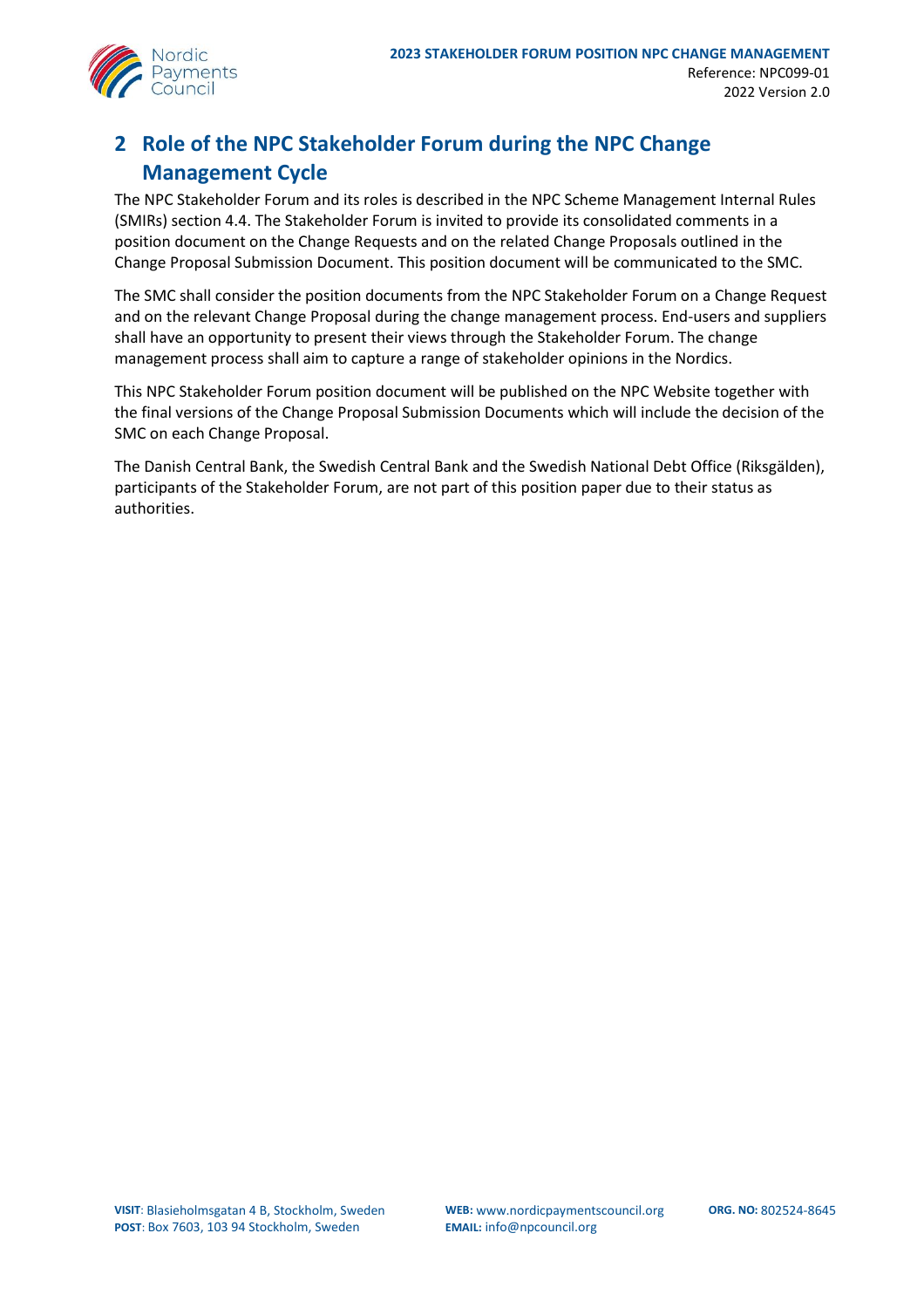## 2 Role of the NPC Stakeholder Forum during the NPC Change Management Cycle

The NPC Stakeholder Forum and its roles is described in the NPC Scheme Management Internal Rules (SMIRs) section 4.4. The Stakeholder Forum is invited to provide its consolidated comments in a position document on the Change Requests and on the related Change Proposals outlined in the Change Proposal Submission Document. This position document will be communicated to the SMC.

The SMC shall consider the position documents from the NPC Stakeholder Forum on a Change Request and on the relevant Change Proposal during the change management process. End-users and suppliers shall have an opportunity to present their views through the Stakeholder Forum. The change management process shall aim to capture a range of stakeholder opinions in the Nordics.

This NPC Stakeholder Forum position document will be published on the NPC Website together with the final versions of the Change Proposal Submission Documents which will include the decision of the SMC on each Change Proposal.

The Danish Central Bank, the Swedish Central Bank and the Swedish National Debt Office (Riksgälden), participants of the Stakeholder Forum, are not part of this position paper due to their status as authorities.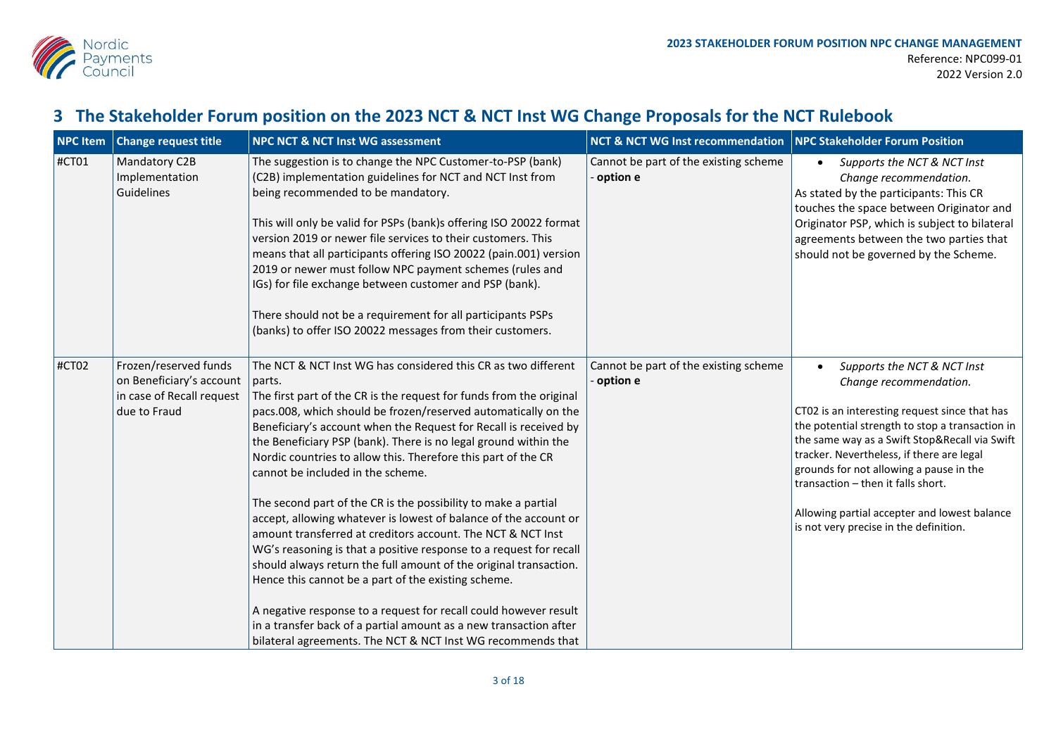## 3 The Stakeholder Forum position on the 2023 NCT & NCT Inst WG Change Proposals for the NCT Rulebook

| NPC Item | Change request title | NPC NCT & NCT Inst WG assessment | NCT & NCT WG Inst recommendation | NPC Stakeholder Forum Position |
|---|---|---|---|---|
| #CT01 | Mandatory C2B Implementation Guidelines | The suggestion is to change the NPC Customer-to-PSP (bank) (C2B) implementation guidelines for NCT and NCT Inst from being recommended to be mandatory.<br><br>This will only be valid for PSPs (bank)s offering ISO 20022 format version 2019 or newer file services to their customers. This means that all participants offering ISO 20022 (pain.001) version 2019 or newer must follow NPC payment schemes (rules and IGs) for file exchange between customer and PSP (bank).<br><br>There should not be a requirement for all participants PSPs (banks) to offer ISO 20022 messages from their customers. | Cannot be part of the existing scheme - **option e** | • *Supports the NCT & NCT Inst Change recommendation.*<br>As stated by the participants: This CR touches the space between Originator and Originator PSP, which is subject to bilateral agreements between the two parties that should not be governed by the Scheme. |
| #CT02 | Frozen/reserved funds on Beneficiary's account in case of Recall request due to Fraud | The NCT & NCT Inst WG has considered this CR as two different parts.<br>The first part of the CR is the request for funds from the original pacs.008, which should be frozen/reserved automatically on the Beneficiary's account when the Request for Recall is received by the Beneficiary PSP (bank). There is no legal ground within the Nordic countries to allow this. Therefore this part of the CR cannot be included in the scheme.<br><br>The second part of the CR is the possibility to make a partial accept, allowing whatever is lowest of balance of the account or amount transferred at creditors account. The NCT & NCT Inst WG's reasoning is that a positive response to a request for recall should always return the full amount of the original transaction. Hence this cannot be a part of the existing scheme.<br><br>A negative response to a request for recall could however result in a transfer back of a partial amount as a new transaction after bilateral agreements. The NCT & NCT Inst WG recommends that | Cannot be part of the existing scheme - **option e** | • *Supports the NCT & NCT Inst Change recommendation.*<br><br>CT02 is an interesting request since that has the potential strength to stop a transaction in the same way as a Swift Stop&Recall via Swift tracker. Nevertheless, if there are legal grounds for not allowing a pause in the transaction – then it falls short.<br><br>Allowing partial accepter and lowest balance is not very precise in the definition. |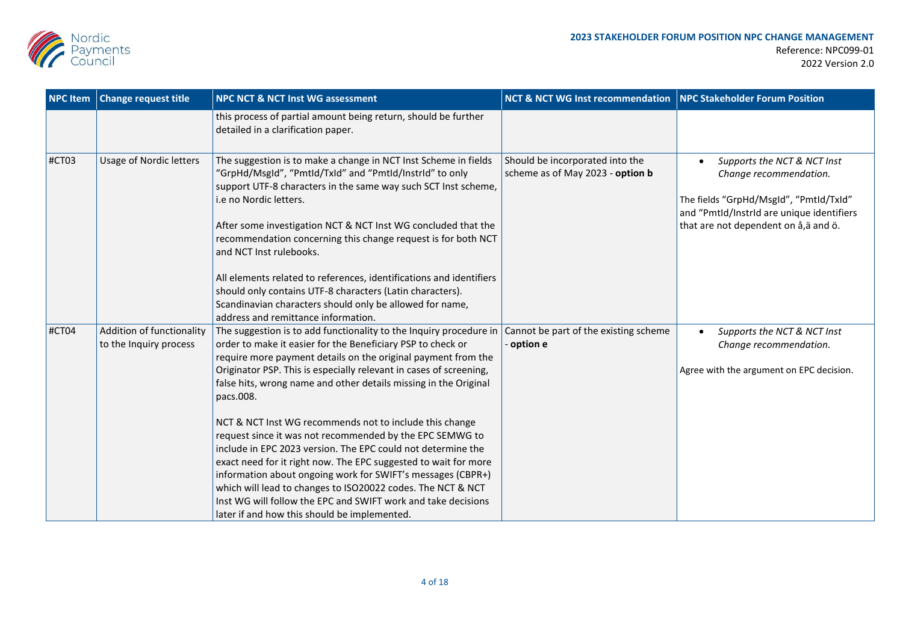| NPC Item | Change request title | NPC NCT & NCT Inst WG assessment | NCT & NCT WG Inst recommendation | NPC Stakeholder Forum Position |
|---|---|---|---|---|
| | | this process of partial amount being return, should be further detailed in a clarification paper. | | |
| #CT03 | Usage of Nordic letters | The suggestion is to make a change in NCT Inst Scheme in fields "GrpHd/MsgId", "PmtId/TxId" and "PmtId/InstrId" to only support UTF-8 characters in the same way such SCT Inst scheme, i.e no Nordic letters.<br><br>After some investigation NCT & NCT Inst WG concluded that the recommendation concerning this change request is for both NCT and NCT Inst rulebooks.<br><br>All elements related to references, identifications and identifiers should only contains UTF-8 characters (Latin characters). Scandinavian characters should only be allowed for name, address and remittance information. | Should be incorporated into the scheme as of May 2023 - **option b** | • *Supports the NCT & NCT Inst Change recommendation.*<br><br>The fields "GrpHd/MsgId", "PmtId/TxId" and "PmtId/InstrId are unique identifiers that are not dependent on å,ä and ö. |
| #CT04 | Addition of functionality to the Inquiry process | The suggestion is to add functionality to the Inquiry procedure in order to make it easier for the Beneficiary PSP to check or require more payment details on the original payment from the Originator PSP. This is especially relevant in cases of screening, false hits, wrong name and other details missing in the Original pacs.008.<br><br>NCT & NCT Inst WG recommends not to include this change request since it was not recommended by the EPC SEMWG to include in EPC 2023 version. The EPC could not determine the exact need for it right now. The EPC suggested to wait for more information about ongoing work for SWIFT's messages (CBPR+) which will lead to changes to ISO20022 codes. The NCT & NCT Inst WG will follow the EPC and SWIFT work and take decisions later if and how this should be implemented. | Cannot be part of the existing scheme - **option e** | • *Supports the NCT & NCT Inst Change recommendation.*<br><br>Agree with the argument on EPC decision. |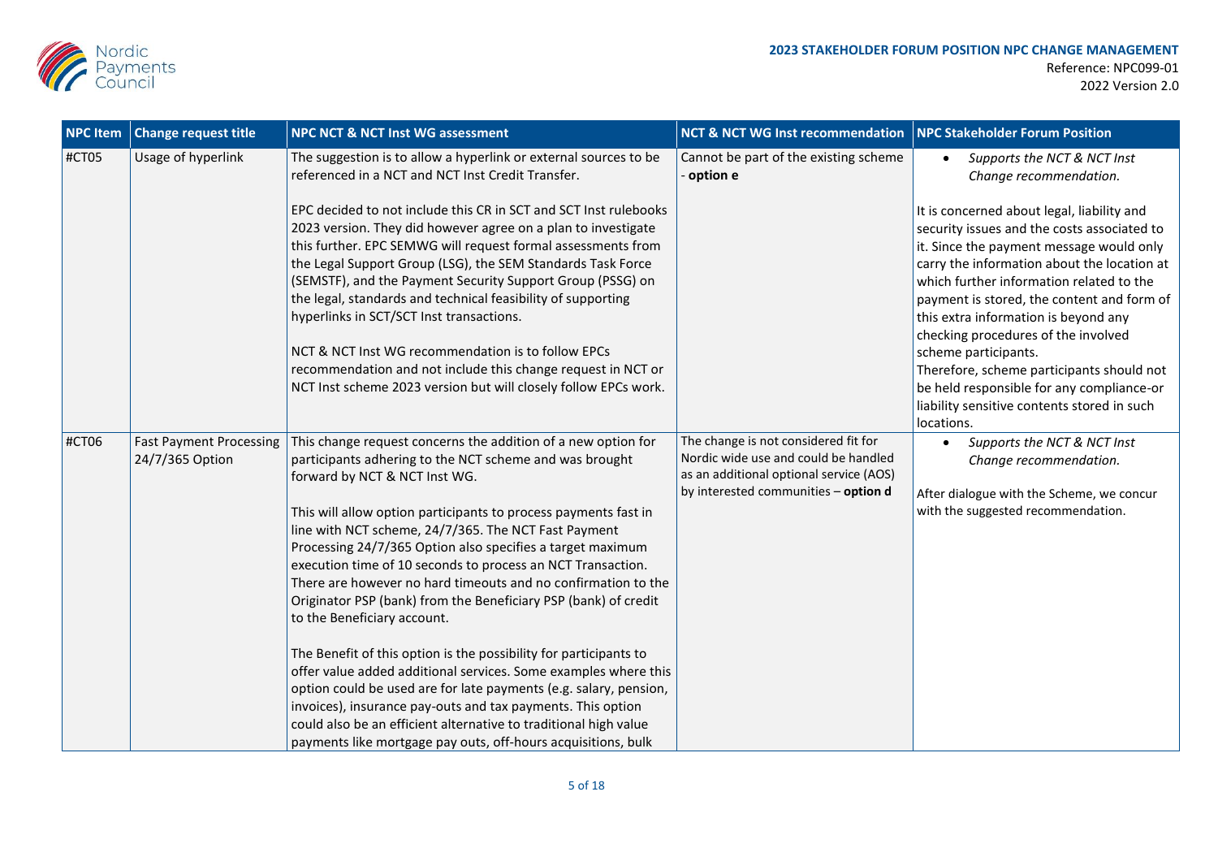| NPC Item | Change request title | NPC NCT & NCT Inst WG assessment | NCT & NCT WG Inst recommendation | NPC Stakeholder Forum Position |
|---|---|---|---|---|
| #CT05 | Usage of hyperlink | The suggestion is to allow a hyperlink or external sources to be referenced in a NCT and NCT Inst Credit Transfer.<br><br>EPC decided to not include this CR in SCT and SCT Inst rulebooks 2023 version. They did however agree on a plan to investigate this further. EPC SEMWG will request formal assessments from the Legal Support Group (LSG), the SEM Standards Task Force (SEMSTF), and the Payment Security Support Group (PSSG) on the legal, standards and technical feasibility of supporting hyperlinks in SCT/SCT Inst transactions.<br><br>NCT & NCT Inst WG recommendation is to follow EPCs recommendation and not include this change request in NCT or NCT Inst scheme 2023 version but will closely follow EPCs work. | Cannot be part of the existing scheme - **option e** | • *Supports the NCT & NCT Inst Change recommendation.*<br><br>It is concerned about legal, liability and security issues and the costs associated to it. Since the payment message would only carry the information about the location at which further information related to the payment is stored, the content and form of this extra information is beyond any checking procedures of the involved scheme participants.<br>Therefore, scheme participants should not be held responsible for any compliance-or liability sensitive contents stored in such locations. |
| #CT06 | Fast Payment Processing 24/7/365 Option | This change request concerns the addition of a new option for participants adhering to the NCT scheme and was brought forward by NCT & NCT Inst WG.<br><br>This will allow option participants to process payments fast in line with NCT scheme, 24/7/365. The NCT Fast Payment Processing 24/7/365 Option also specifies a target maximum execution time of 10 seconds to process an NCT Transaction. There are however no hard timeouts and no confirmation to the Originator PSP (bank) from the Beneficiary PSP (bank) of credit to the Beneficiary account.<br><br>The Benefit of this option is the possibility for participants to offer value added additional services. Some examples where this option could be used are for late payments (e.g. salary, pension, invoices), insurance pay-outs and tax payments. This option could also be an efficient alternative to traditional high value payments like mortgage pay outs, off-hours acquisitions, bulk | The change is not considered fit for Nordic wide use and could be handled as an additional optional service (AOS) by interested communities – **option d** | • *Supports the NCT & NCT Inst Change recommendation.*<br><br>After dialogue with the Scheme, we concur with the suggested recommendation. |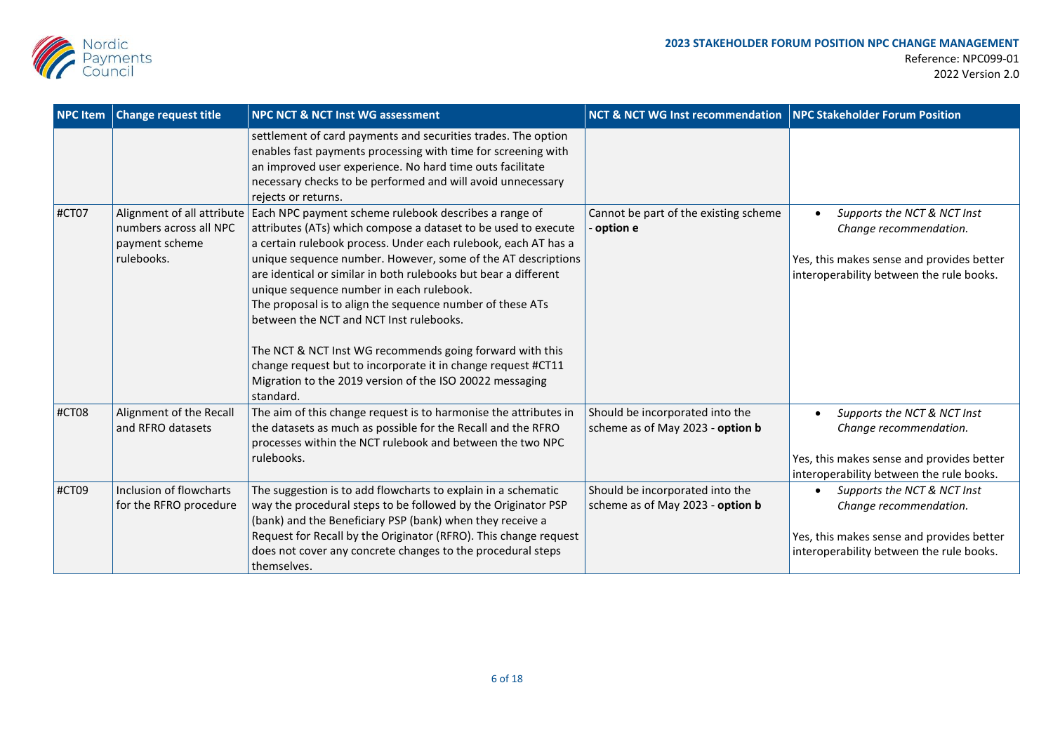| NPC Item | Change request title | NPC NCT & NCT Inst WG assessment | NCT & NCT WG Inst recommendation | NPC Stakeholder Forum Position |
|---|---|---|---|---|
| | | settlement of card payments and securities trades. The option enables fast payments processing with time for screening with an improved user experience. No hard time outs facilitate necessary checks to be performed and will avoid unnecessary rejects or returns. | | |
| #CT07 | Alignment of all attribute numbers across all NPC payment scheme rulebooks. | Each NPC payment scheme rulebook describes a range of attributes (ATs) which compose a dataset to be used to execute a certain rulebook process. Under each rulebook, each AT has a unique sequence number. However, some of the AT descriptions are identical or similar in both rulebooks but bear a different unique sequence number in each rulebook.<br>The proposal is to align the sequence number of these ATs between the NCT and NCT Inst rulebooks.<br><br>The NCT & NCT Inst WG recommends going forward with this change request but to incorporate it in change request #CT11 Migration to the 2019 version of the ISO 20022 messaging standard. | Cannot be part of the existing scheme - **option e** | • *Supports the NCT & NCT Inst Change recommendation.*<br><br>Yes, this makes sense and provides better interoperability between the rule books. |
| #CT08 | Alignment of the Recall and RFRO datasets | The aim of this change request is to harmonise the attributes in the datasets as much as possible for the Recall and the RFRO processes within the NCT rulebook and between the two NPC rulebooks. | Should be incorporated into the scheme as of May 2023 - **option b** | • *Supports the NCT & NCT Inst Change recommendation.*<br><br>Yes, this makes sense and provides better interoperability between the rule books. |
| #CT09 | Inclusion of flowcharts for the RFRO procedure | The suggestion is to add flowcharts to explain in a schematic way the procedural steps to be followed by the Originator PSP (bank) and the Beneficiary PSP (bank) when they receive a Request for Recall by the Originator (RFRO). This change request does not cover any concrete changes to the procedural steps themselves. | Should be incorporated into the scheme as of May 2023 - **option b** | • *Supports the NCT & NCT Inst Change recommendation.*<br><br>Yes, this makes sense and provides better interoperability between the rule books. |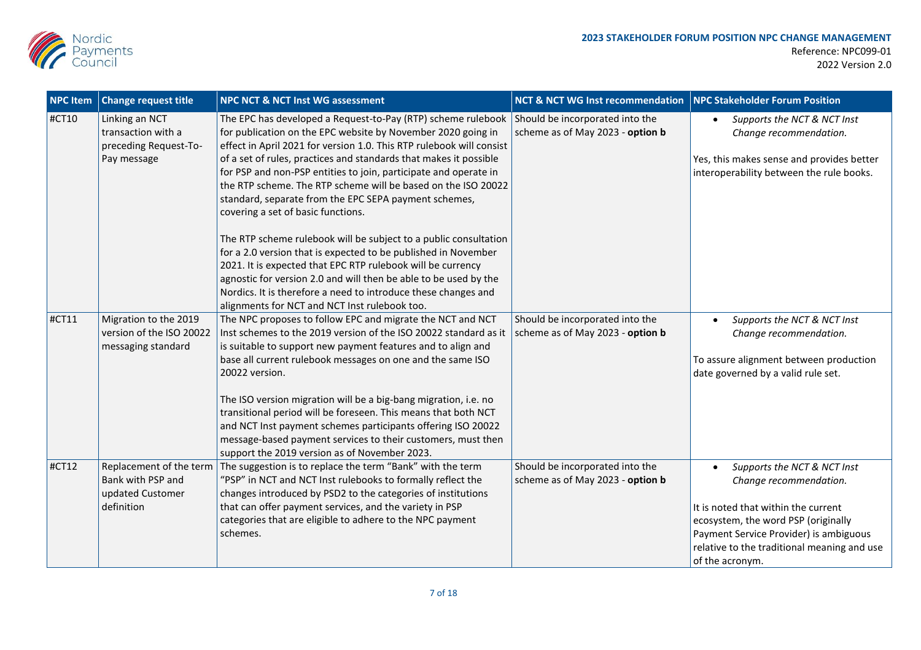| NPC Item | Change request title | NPC NCT & NCT Inst WG assessment | NCT & NCT WG Inst recommendation | NPC Stakeholder Forum Position |
|---|---|---|---|---|
| #CT10 | Linking an NCT transaction with a preceding Request-To-Pay message | The EPC has developed a Request-to-Pay (RTP) scheme rulebook for publication on the EPC website by November 2020 going in effect in April 2021 for version 1.0. This RTP rulebook will consist of a set of rules, practices and standards that makes it possible for PSP and non-PSP entities to join, participate and operate in the RTP scheme. The RTP scheme will be based on the ISO 20022 standard, separate from the EPC SEPA payment schemes, covering a set of basic functions.<br><br>The RTP scheme rulebook will be subject to a public consultation for a 2.0 version that is expected to be published in November 2021. It is expected that EPC RTP rulebook will be currency agnostic for version 2.0 and will then be able to be used by the Nordics. It is therefore a need to introduce these changes and alignments for NCT and NCT Inst rulebook too. | Should be incorporated into the scheme as of May 2023 - **option b** | • *Supports the NCT & NCT Inst Change recommendation.*<br><br>Yes, this makes sense and provides better interoperability between the rule books. |
| #CT11 | Migration to the 2019 version of the ISO 20022 messaging standard | The NPC proposes to follow EPC and migrate the NCT and NCT Inst schemes to the 2019 version of the ISO 20022 standard as it is suitable to support new payment features and to align and base all current rulebook messages on one and the same ISO 20022 version.<br><br>The ISO version migration will be a big-bang migration, i.e. no transitional period will be foreseen. This means that both NCT and NCT Inst payment schemes participants offering ISO 20022 message-based payment services to their customers, must then support the 2019 version as of November 2023. | Should be incorporated into the scheme as of May 2023 - **option b** | • *Supports the NCT & NCT Inst Change recommendation.*<br><br>To assure alignment between production date governed by a valid rule set. |
| #CT12 | Replacement of the term Bank with PSP and updated Customer definition | The suggestion is to replace the term "Bank" with the term "PSP" in NCT and NCT Inst rulebooks to formally reflect the changes introduced by PSD2 to the categories of institutions that can offer payment services, and the variety in PSP categories that are eligible to adhere to the NPC payment schemes. | Should be incorporated into the scheme as of May 2023 - **option b** | • *Supports the NCT & NCT Inst Change recommendation.*<br><br>It is noted that within the current ecosystem, the word PSP (originally Payment Service Provider) is ambiguous relative to the traditional meaning and use of the acronym. |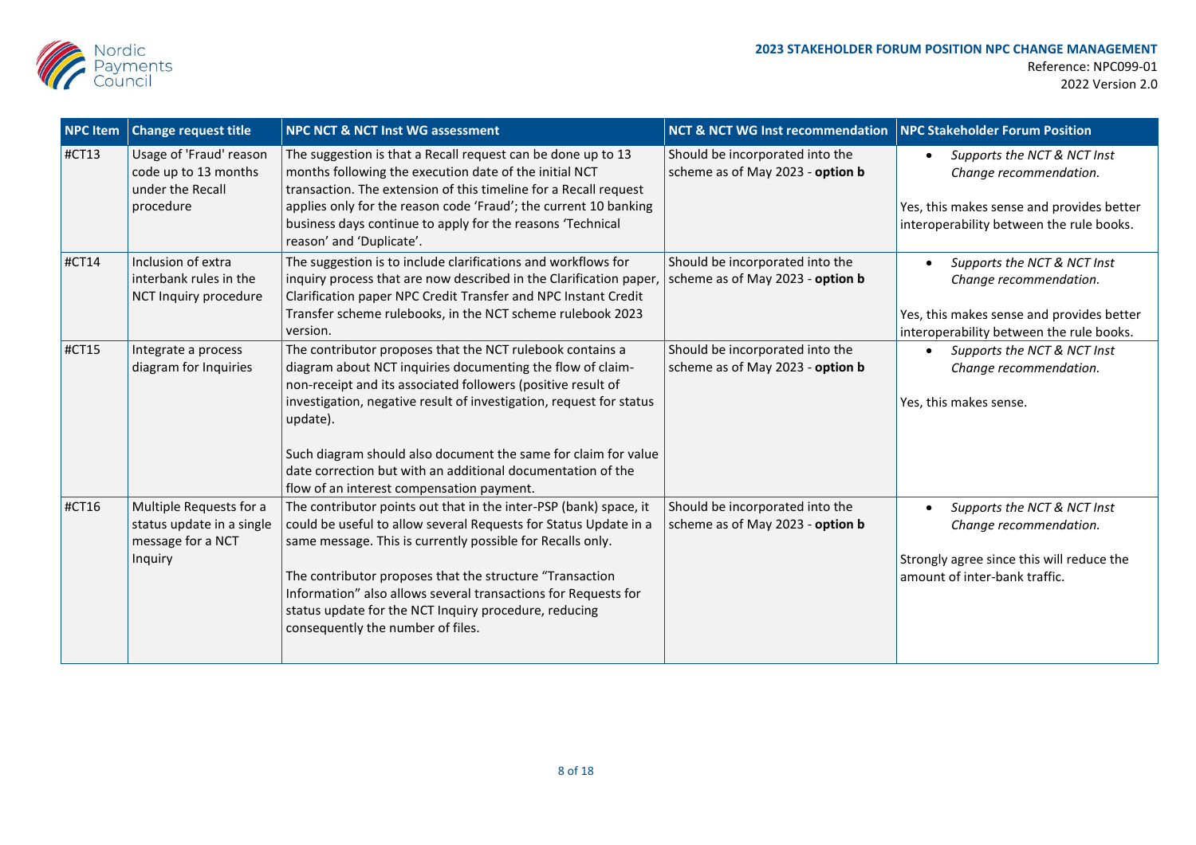| NPC Item | Change request title | NPC NCT & NCT Inst WG assessment | NCT & NCT WG Inst recommendation | NPC Stakeholder Forum Position |
|---|---|---|---|---|
| #CT13 | Usage of 'Fraud' reason code up to 13 months under the Recall procedure | The suggestion is that a Recall request can be done up to 13 months following the execution date of the initial NCT transaction. The extension of this timeline for a Recall request applies only for the reason code 'Fraud'; the current 10 banking business days continue to apply for the reasons 'Technical reason' and 'Duplicate'. | Should be incorporated into the scheme as of May 2023 - **option b** | • *Supports the NCT & NCT Inst Change recommendation.*<br><br>Yes, this makes sense and provides better interoperability between the rule books. |
| #CT14 | Inclusion of extra interbank rules in the NCT Inquiry procedure | The suggestion is to include clarifications and workflows for inquiry process that are now described in the Clarification paper, Clarification paper NPC Credit Transfer and NPC Instant Credit Transfer scheme rulebooks, in the NCT scheme rulebook 2023 version. | Should be incorporated into the scheme as of May 2023 - **option b** | • *Supports the NCT & NCT Inst Change recommendation.*<br><br>Yes, this makes sense and provides better interoperability between the rule books. |
| #CT15 | Integrate a process diagram for Inquiries | The contributor proposes that the NCT rulebook contains a diagram about NCT inquiries documenting the flow of claim-non-receipt and its associated followers (positive result of investigation, negative result of investigation, request for status update).<br><br>Such diagram should also document the same for claim for value date correction but with an additional documentation of the flow of an interest compensation payment. | Should be incorporated into the scheme as of May 2023 - **option b** | • *Supports the NCT & NCT Inst Change recommendation.*<br><br>Yes, this makes sense. |
| #CT16 | Multiple Requests for a status update in a single message for a NCT Inquiry | The contributor points out that in the inter-PSP (bank) space, it could be useful to allow several Requests for Status Update in a same message. This is currently possible for Recalls only.<br><br>The contributor proposes that the structure "Transaction Information" also allows several transactions for Requests for status update for the NCT Inquiry procedure, reducing consequently the number of files. | Should be incorporated into the scheme as of May 2023 - **option b** | • *Supports the NCT & NCT Inst Change recommendation.*<br><br>Strongly agree since this will reduce the amount of inter-bank traffic. |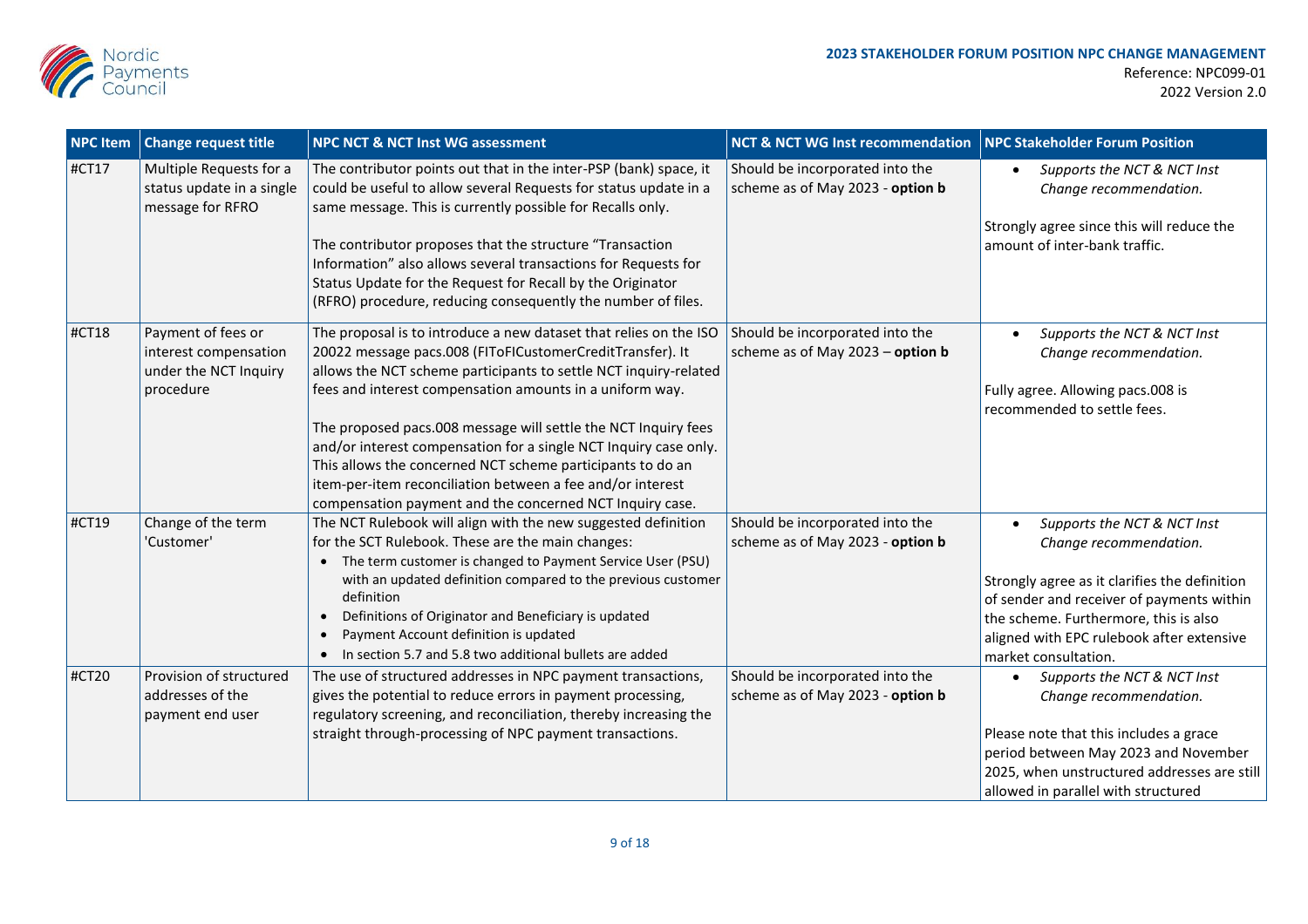| NPC Item | Change request title | NPC NCT & NCT Inst WG assessment | NCT & NCT WG Inst recommendation | NPC Stakeholder Forum Position |
|---|---|---|---|---|
| #CT17 | Multiple Requests for a status update in a single message for RFRO | The contributor points out that in the inter-PSP (bank) space, it could be useful to allow several Requests for status update in a same message. This is currently possible for Recalls only.<br><br>The contributor proposes that the structure "Transaction Information" also allows several transactions for Requests for Status Update for the Request for Recall by the Originator (RFRO) procedure, reducing consequently the number of files. | Should be incorporated into the scheme as of May 2023 - **option b** | • *Supports the NCT & NCT Inst Change recommendation.*<br><br>Strongly agree since this will reduce the amount of inter-bank traffic. |
| #CT18 | Payment of fees or interest compensation under the NCT Inquiry procedure | The proposal is to introduce a new dataset that relies on the ISO 20022 message pacs.008 (FIToFICustomerCreditTransfer). It allows the NCT scheme participants to settle NCT inquiry-related fees and interest compensation amounts in a uniform way.<br><br>The proposed pacs.008 message will settle the NCT Inquiry fees and/or interest compensation for a single NCT Inquiry case only. This allows the concerned NCT scheme participants to do an item-per-item reconciliation between a fee and/or interest compensation payment and the concerned NCT Inquiry case. | Should be incorporated into the scheme as of May 2023 – **option b** | • *Supports the NCT & NCT Inst Change recommendation.*<br><br>Fully agree. Allowing pacs.008 is recommended to settle fees. |
| #CT19 | Change of the term 'Customer' | The NCT Rulebook will align with the new suggested definition for the SCT Rulebook. These are the main changes:<br>• The term customer is changed to Payment Service User (PSU) with an updated definition compared to the previous customer definition<br>• Definitions of Originator and Beneficiary is updated<br>• Payment Account definition is updated<br>• In section 5.7 and 5.8 two additional bullets are added | Should be incorporated into the scheme as of May 2023 - **option b** | • *Supports the NCT & NCT Inst Change recommendation.*<br><br>Strongly agree as it clarifies the definition of sender and receiver of payments within the scheme. Furthermore, this is also aligned with EPC rulebook after extensive market consultation. |
| #CT20 | Provision of structured addresses of the payment end user | The use of structured addresses in NPC payment transactions, gives the potential to reduce errors in payment processing, regulatory screening, and reconciliation, thereby increasing the straight through-processing of NPC payment transactions. | Should be incorporated into the scheme as of May 2023 - **option b** | • *Supports the NCT & NCT Inst Change recommendation.*<br><br>Please note that this includes a grace period between May 2023 and November 2025, when unstructured addresses are still allowed in parallel with structured |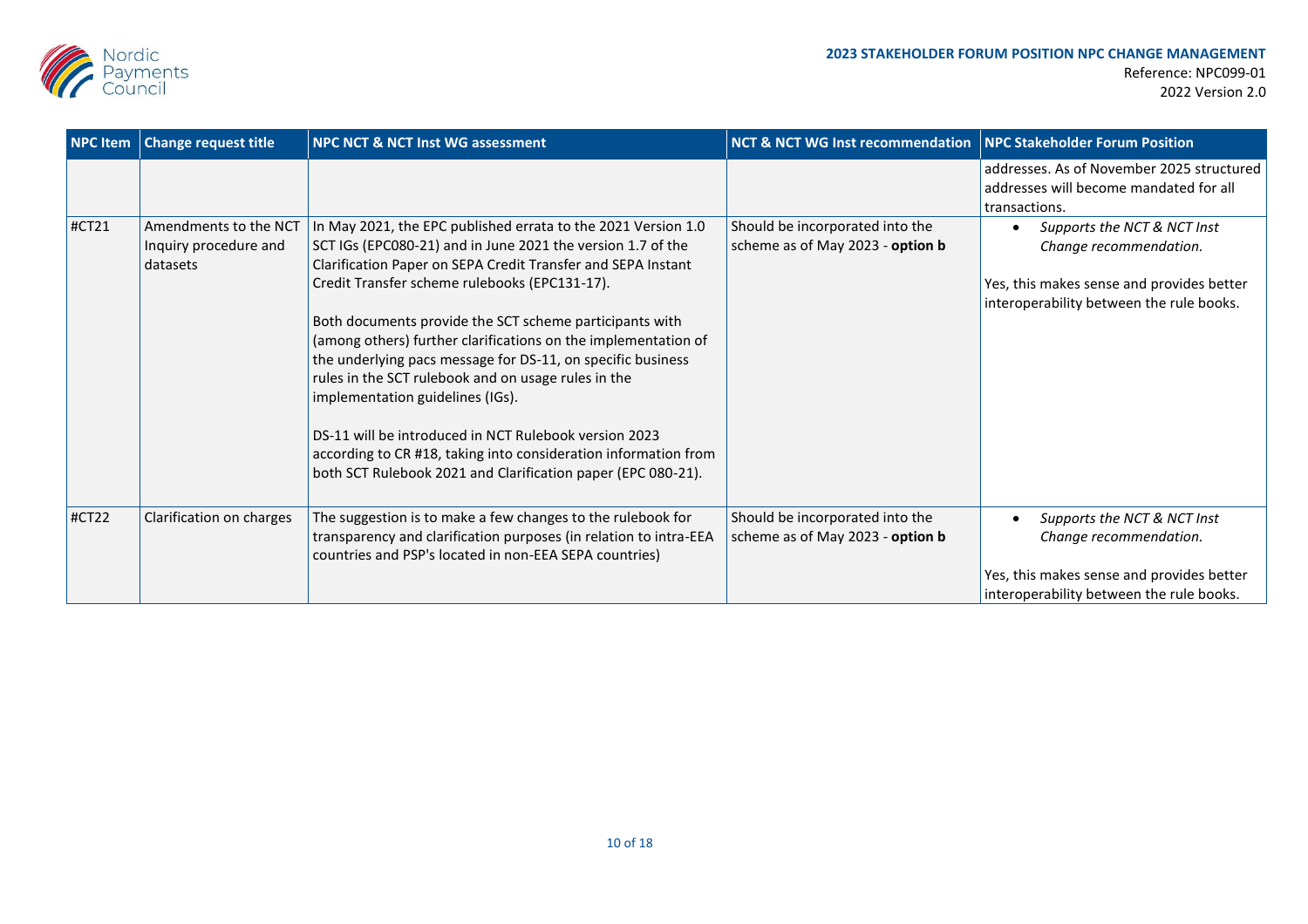| NPC Item | Change request title | NPC NCT & NCT Inst WG assessment | NCT & NCT WG Inst recommendation | NPC Stakeholder Forum Position |
|---|---|---|---|---|
| | | | | addresses. As of November 2025 structured addresses will become mandated for all transactions. |
| #CT21 | Amendments to the NCT Inquiry procedure and datasets | In May 2021, the EPC published errata to the 2021 Version 1.0 SCT IGs (EPC080-21) and in June 2021 the version 1.7 of the Clarification Paper on SEPA Credit Transfer and SEPA Instant Credit Transfer scheme rulebooks (EPC131-17).<br><br>Both documents provide the SCT scheme participants with (among others) further clarifications on the implementation of the underlying pacs message for DS-11, on specific business rules in the SCT rulebook and on usage rules in the implementation guidelines (IGs).<br><br>DS-11 will be introduced in NCT Rulebook version 2023 according to CR #18, taking into consideration information from both SCT Rulebook 2021 and Clarification paper (EPC 080-21). | Should be incorporated into the scheme as of May 2023 - **option b** | • *Supports the NCT & NCT Inst Change recommendation.*<br><br>Yes, this makes sense and provides better interoperability between the rule books. |
| #CT22 | Clarification on charges | The suggestion is to make a few changes to the rulebook for transparency and clarification purposes (in relation to intra-EEA countries and PSP's located in non-EEA SEPA countries) | Should be incorporated into the scheme as of May 2023 - **option b** | • *Supports the NCT & NCT Inst Change recommendation.*<br><br>Yes, this makes sense and provides better interoperability between the rule books. |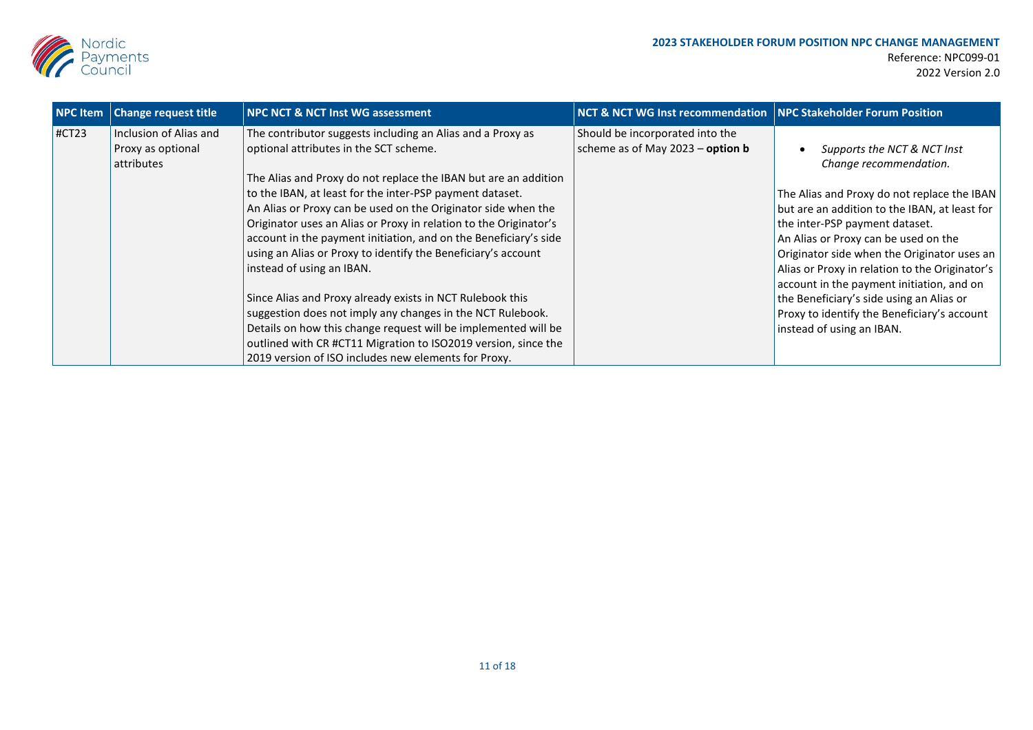| NPC Item | Change request title | NPC NCT & NCT Inst WG assessment | NCT & NCT WG Inst recommendation | NPC Stakeholder Forum Position |
|---|---|---|---|---|
| #CT23 | Inclusion of Alias and Proxy as optional attributes | The contributor suggests including an Alias and a Proxy as optional attributes in the SCT scheme.<br><br>The Alias and Proxy do not replace the IBAN but are an addition to the IBAN, at least for the inter-PSP payment dataset.<br>An Alias or Proxy can be used on the Originator side when the Originator uses an Alias or Proxy in relation to the Originator's account in the payment initiation, and on the Beneficiary's side using an Alias or Proxy to identify the Beneficiary's account instead of using an IBAN.<br><br>Since Alias and Proxy already exists in NCT Rulebook this suggestion does not imply any changes in the NCT Rulebook. Details on how this change request will be implemented will be outlined with CR #CT11 Migration to ISO2019 version, since the 2019 version of ISO includes new elements for Proxy. | Should be incorporated into the scheme as of May 2023 – **option b** | • *Supports the NCT & NCT Inst Change recommendation.*<br><br>The Alias and Proxy do not replace the IBAN but are an addition to the IBAN, at least for the inter-PSP payment dataset.<br>An Alias or Proxy can be used on the Originator side when the Originator uses an Alias or Proxy in relation to the Originator's account in the payment initiation, and on the Beneficiary's side using an Alias or Proxy to identify the Beneficiary's account instead of using an IBAN. |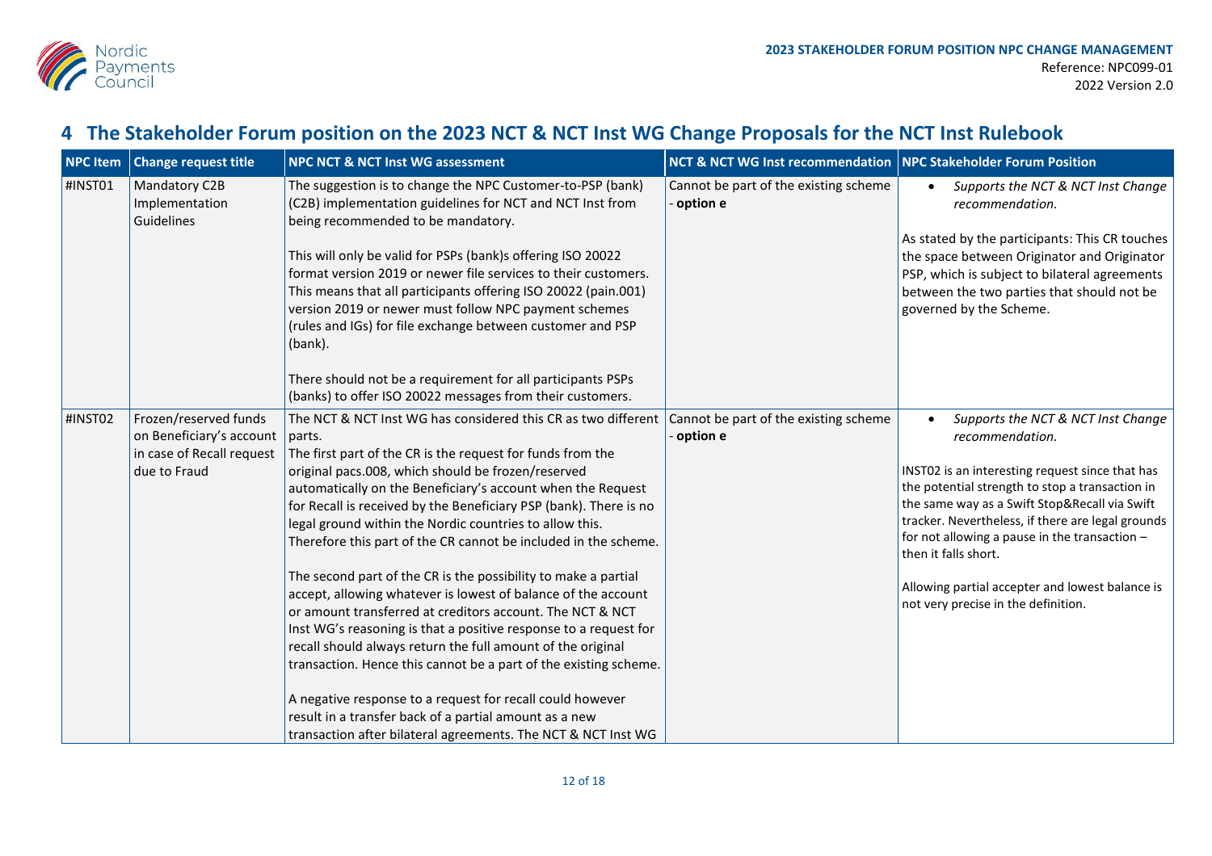# 4 The Stakeholder Forum position on the 2023 NCT & NCT Inst WG Change Proposals for the NCT Inst Rulebook

| NPC Item | Change request title | NPC NCT & NCT Inst WG assessment | NCT & NCT WG Inst recommendation | NPC Stakeholder Forum Position |
|---|---|---|---|---|
| #INST01 | Mandatory C2B Implementation Guidelines | The suggestion is to change the NPC Customer-to-PSP (bank) (C2B) implementation guidelines for NCT and NCT Inst from being recommended to be mandatory.<br><br>This will only be valid for PSPs (bank)s offering ISO 20022 format version 2019 or newer file services to their customers. This means that all participants offering ISO 20022 (pain.001) version 2019 or newer must follow NPC payment schemes (rules and IGs) for file exchange between customer and PSP (bank).<br><br>There should not be a requirement for all participants PSPs (banks) to offer ISO 20022 messages from their customers. | Cannot be part of the existing scheme - **option e** | • *Supports the NCT & NCT Inst Change recommendation.*<br><br>As stated by the participants: This CR touches the space between Originator and Originator PSP, which is subject to bilateral agreements between the two parties that should not be governed by the Scheme. |
| #INST02 | Frozen/reserved funds on Beneficiary's account in case of Recall request due to Fraud | The NCT & NCT Inst WG has considered this CR as two different parts.<br>The first part of the CR is the request for funds from the original pacs.008, which should be frozen/reserved automatically on the Beneficiary's account when the Request for Recall is received by the Beneficiary PSP (bank). There is no legal ground within the Nordic countries to allow this. Therefore this part of the CR cannot be included in the scheme.<br><br>The second part of the CR is the possibility to make a partial accept, allowing whatever is lowest of balance of the account or amount transferred at creditors account. The NCT & NCT Inst WG's reasoning is that a positive response to a request for recall should always return the full amount of the original transaction. Hence this cannot be a part of the existing scheme.<br><br>A negative response to a request for recall could however result in a transfer back of a partial amount as a new transaction after bilateral agreements. The NCT & NCT Inst WG | Cannot be part of the existing scheme - **option e** | • *Supports the NCT & NCT Inst Change recommendation.*<br><br>INST02 is an interesting request since that has the potential strength to stop a transaction in the same way as a Swift Stop&Recall via Swift tracker. Nevertheless, if there are legal grounds for not allowing a pause in the transaction – then it falls short.<br><br>Allowing partial accepter and lowest balance is not very precise in the definition. |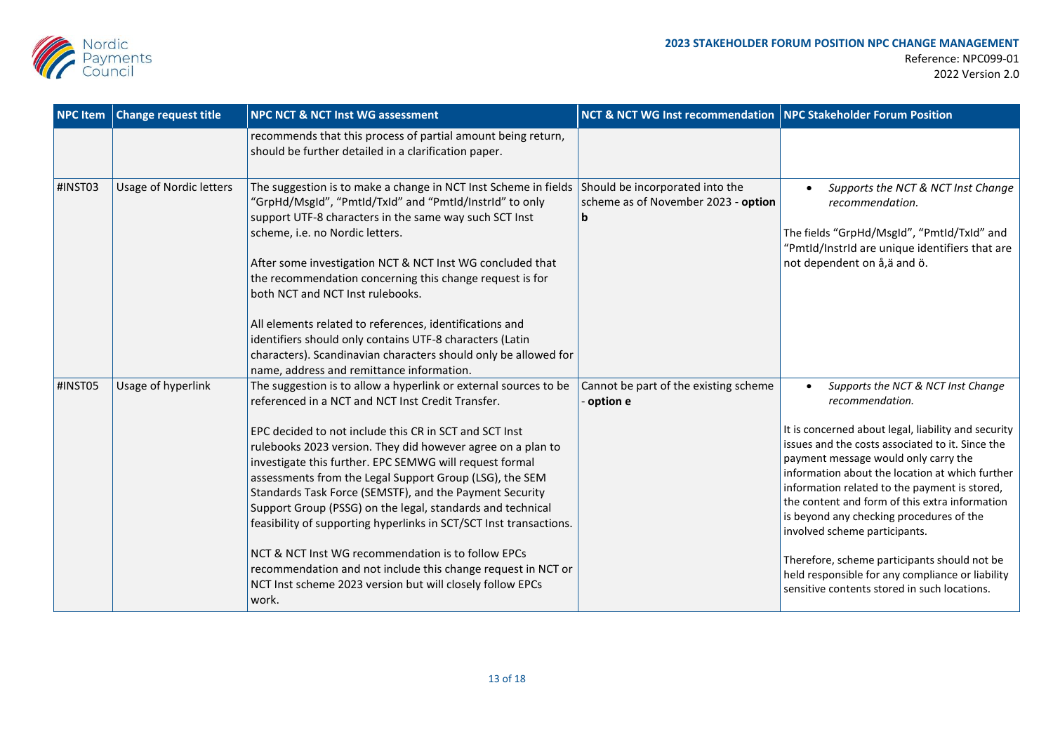| NPC Item | Change request title | NPC NCT & NCT Inst WG assessment | NCT & NCT WG Inst recommendation | NPC Stakeholder Forum Position |
|---|---|---|---|---|
| | | recommends that this process of partial amount being return, should be further detailed in a clarification paper. | | |
| #INST03 | Usage of Nordic letters | The suggestion is to make a change in NCT Inst Scheme in fields "GrpHd/MsgId", "PmtId/TxId" and "PmtId/InstrId" to only support UTF-8 characters in the same way such SCT Inst scheme, i.e. no Nordic letters.<br><br>After some investigation NCT & NCT Inst WG concluded that the recommendation concerning this change request is for both NCT and NCT Inst rulebooks.<br><br>All elements related to references, identifications and identifiers should only contains UTF-8 characters (Latin characters). Scandinavian characters should only be allowed for name, address and remittance information. | Should be incorporated into the scheme as of November 2023 - **option b** | • *Supports the NCT & NCT Inst Change recommendation.*<br><br>The fields "GrpHd/MsgId", "PmtId/TxId" and "PmtId/InstrId are unique identifiers that are not dependent on å,ä and ö. |
| #INST05 | Usage of hyperlink | The suggestion is to allow a hyperlink or external sources to be referenced in a NCT and NCT Inst Credit Transfer.<br><br>EPC decided to not include this CR in SCT and SCT Inst rulebooks 2023 version. They did however agree on a plan to investigate this further. EPC SEMWG will request formal assessments from the Legal Support Group (LSG), the SEM Standards Task Force (SEMSTF), and the Payment Security Support Group (PSSG) on the legal, standards and technical feasibility of supporting hyperlinks in SCT/SCT Inst transactions.<br><br>NCT & NCT Inst WG recommendation is to follow EPCs recommendation and not include this change request in NCT or NCT Inst scheme 2023 version but will closely follow EPCs work. | Cannot be part of the existing scheme - **option e** | • *Supports the NCT & NCT Inst Change recommendation.*<br><br>It is concerned about legal, liability and security issues and the costs associated to it. Since the payment message would only carry the information about the location at which further information related to the payment is stored, the content and form of this extra information is beyond any checking procedures of the involved scheme participants.<br><br>Therefore, scheme participants should not be held responsible for any compliance or liability sensitive contents stored in such locations. |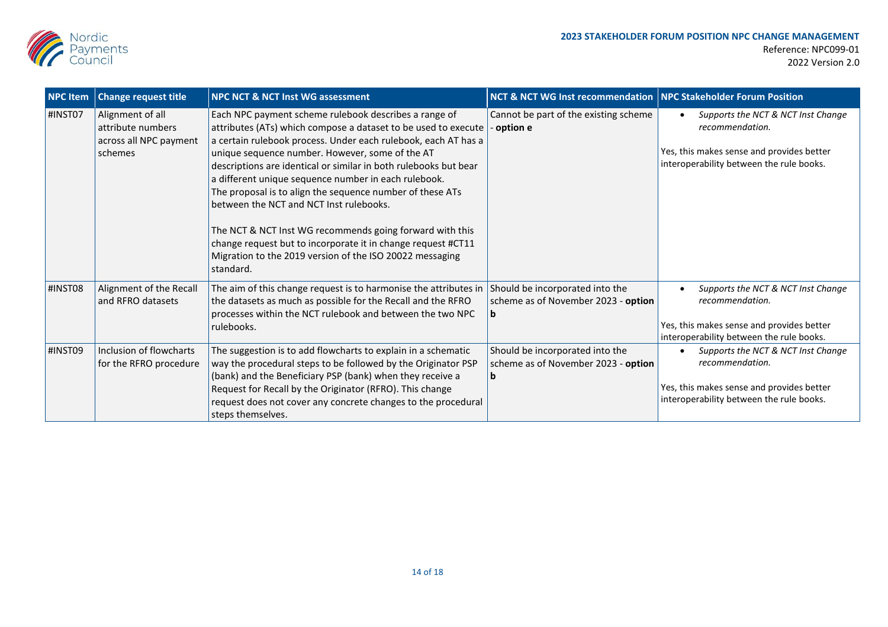| NPC Item | Change request title | NPC NCT & NCT Inst WG assessment | NCT & NCT WG Inst recommendation | NPC Stakeholder Forum Position |
|---|---|---|---|---|
| #INST07 | Alignment of all attribute numbers across all NPC payment schemes | Each NPC payment scheme rulebook describes a range of attributes (ATs) which compose a dataset to be used to execute a certain rulebook process. Under each rulebook, each AT has a unique sequence number. However, some of the AT descriptions are identical or similar in both rulebooks but bear a different unique sequence number in each rulebook. The proposal is to align the sequence number of these ATs between the NCT and NCT Inst rulebooks.<br><br>The NCT & NCT Inst WG recommends going forward with this change request but to incorporate it in change request #CT11 Migration to the 2019 version of the ISO 20022 messaging standard. | Cannot be part of the existing scheme - **option e** | • *Supports the NCT & NCT Inst Change recommendation.*<br><br>Yes, this makes sense and provides better interoperability between the rule books. |
| #INST08 | Alignment of the Recall and RFRO datasets | The aim of this change request is to harmonise the attributes in the datasets as much as possible for the Recall and the RFRO processes within the NCT rulebook and between the two NPC rulebooks. | Should be incorporated into the scheme as of November 2023 - **option b** | • *Supports the NCT & NCT Inst Change recommendation.*<br><br>Yes, this makes sense and provides better interoperability between the rule books. |
| #INST09 | Inclusion of flowcharts for the RFRO procedure | The suggestion is to add flowcharts to explain in a schematic way the procedural steps to be followed by the Originator PSP (bank) and the Beneficiary PSP (bank) when they receive a Request for Recall by the Originator (RFRO). This change request does not cover any concrete changes to the procedural steps themselves. | Should be incorporated into the scheme as of November 2023 - **option b** | • *Supports the NCT & NCT Inst Change recommendation.*<br><br>Yes, this makes sense and provides better interoperability between the rule books. |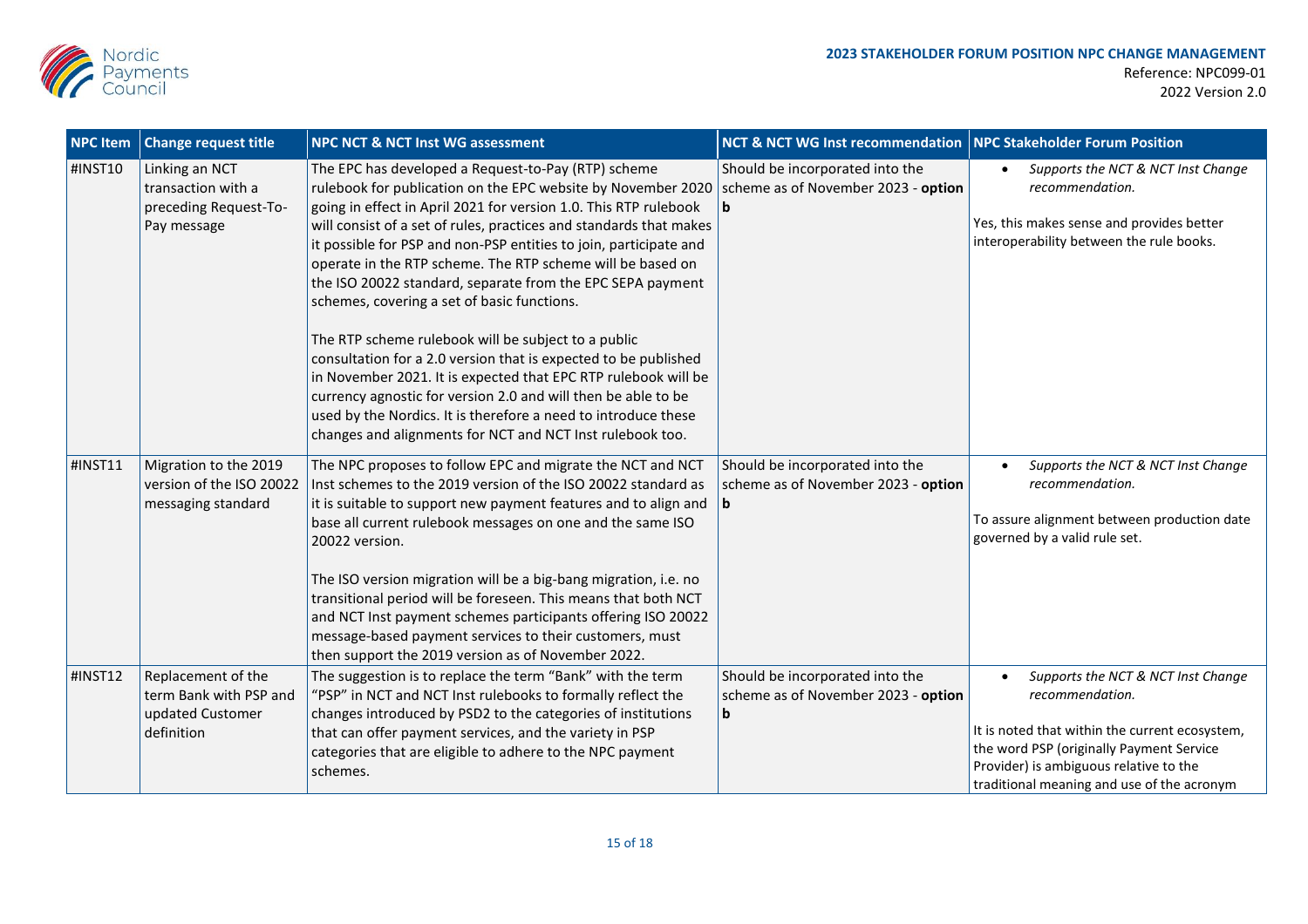| NPC Item | Change request title | NPC NCT & NCT Inst WG assessment | NCT & NCT WG Inst recommendation | NPC Stakeholder Forum Position |
|---|---|---|---|---|
| #INST10 | Linking an NCT transaction with a preceding Request-To-Pay message | The EPC has developed a Request-to-Pay (RTP) scheme rulebook for publication on the EPC website by November 2020 going in effect in April 2021 for version 1.0. This RTP rulebook will consist of a set of rules, practices and standards that makes it possible for PSP and non-PSP entities to join, participate and operate in the RTP scheme. The RTP scheme will be based on the ISO 20022 standard, separate from the EPC SEPA payment schemes, covering a set of basic functions.<br><br>The RTP scheme rulebook will be subject to a public consultation for a 2.0 version that is expected to be published in November 2021. It is expected that EPC RTP rulebook will be currency agnostic for version 2.0 and will then be able to be used by the Nordics. It is therefore a need to introduce these changes and alignments for NCT and NCT Inst rulebook too. | Should be incorporated into the scheme as of November 2023 - **option b** | • *Supports the NCT & NCT Inst Change recommendation.*<br><br>Yes, this makes sense and provides better interoperability between the rule books. |
| #INST11 | Migration to the 2019 version of the ISO 20022 messaging standard | The NPC proposes to follow EPC and migrate the NCT and NCT Inst schemes to the 2019 version of the ISO 20022 standard as it is suitable to support new payment features and to align and base all current rulebook messages on one and the same ISO 20022 version.<br><br>The ISO version migration will be a big-bang migration, i.e. no transitional period will be foreseen. This means that both NCT and NCT Inst payment schemes participants offering ISO 20022 message-based payment services to their customers, must then support the 2019 version as of November 2022. | Should be incorporated into the scheme as of November 2023 - **option b** | • *Supports the NCT & NCT Inst Change recommendation.*<br><br>To assure alignment between production date governed by a valid rule set. |
| #INST12 | Replacement of the term Bank with PSP and updated Customer definition | The suggestion is to replace the term "Bank" with the term "PSP" in NCT and NCT Inst rulebooks to formally reflect the changes introduced by PSD2 to the categories of institutions that can offer payment services, and the variety in PSP categories that are eligible to adhere to the NPC payment schemes. | Should be incorporated into the scheme as of November 2023 - **option b** | • *Supports the NCT & NCT Inst Change recommendation.*<br><br>It is noted that within the current ecosystem, the word PSP (originally Payment Service Provider) is ambiguous relative to the traditional meaning and use of the acronym |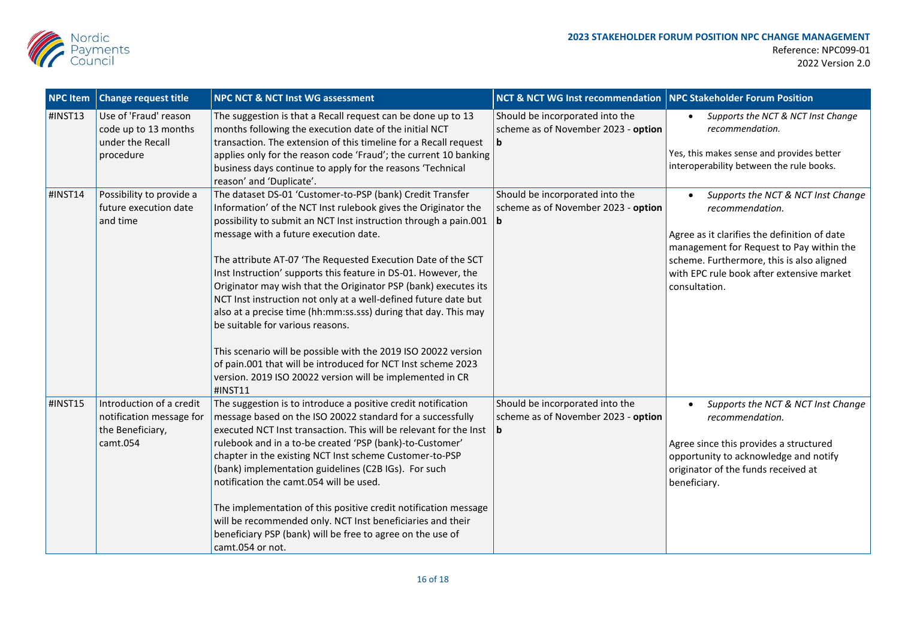| NPC Item | Change request title | NPC NCT & NCT Inst WG assessment | NCT & NCT WG Inst recommendation | NPC Stakeholder Forum Position |
|---|---|---|---|---|
| #INST13 | Use of 'Fraud' reason code up to 13 months under the Recall procedure | The suggestion is that a Recall request can be done up to 13 months following the execution date of the initial NCT transaction. The extension of this timeline for a Recall request applies only for the reason code 'Fraud'; the current 10 banking business days continue to apply for the reasons 'Technical reason' and 'Duplicate'. | Should be incorporated into the scheme as of November 2023 - **option b** | • *Supports the NCT & NCT Inst Change recommendation.*<br><br>Yes, this makes sense and provides better interoperability between the rule books. |
| #INST14 | Possibility to provide a future execution date and time | The dataset DS-01 'Customer-to-PSP (bank) Credit Transfer Information' of the NCT Inst rulebook gives the Originator the possibility to submit an NCT Inst instruction through a pain.001 message with a future execution date.<br><br>The attribute AT-07 'The Requested Execution Date of the SCT Inst Instruction' supports this feature in DS-01. However, the Originator may wish that the Originator PSP (bank) executes its NCT Inst instruction not only at a well-defined future date but also at a precise time (hh:mm:ss.sss) during that day. This may be suitable for various reasons.<br><br>This scenario will be possible with the 2019 ISO 20022 version of pain.001 that will be introduced for NCT Inst scheme 2023 version. 2019 ISO 20022 version will be implemented in CR #INST11 | Should be incorporated into the scheme as of November 2023 - **option b** | • *Supports the NCT & NCT Inst Change recommendation.*<br><br>Agree as it clarifies the definition of date management for Request to Pay within the scheme. Furthermore, this is also aligned with EPC rule book after extensive market consultation. |
| #INST15 | Introduction of a credit notification message for the Beneficiary, camt.054 | The suggestion is to introduce a positive credit notification message based on the ISO 20022 standard for a successfully executed NCT Inst transaction. This will be relevant for the Inst rulebook and in a to-be created 'PSP (bank)-to-Customer' chapter in the existing NCT Inst scheme Customer-to-PSP (bank) implementation guidelines (C2B IGs). For such notification the camt.054 will be used.<br><br>The implementation of this positive credit notification message will be recommended only. NCT Inst beneficiaries and their beneficiary PSP (bank) will be free to agree on the use of camt.054 or not. | Should be incorporated into the scheme as of November 2023 - **option b** | • *Supports the NCT & NCT Inst Change recommendation.*<br><br>Agree since this provides a structured opportunity to acknowledge and notify originator of the funds received at beneficiary. |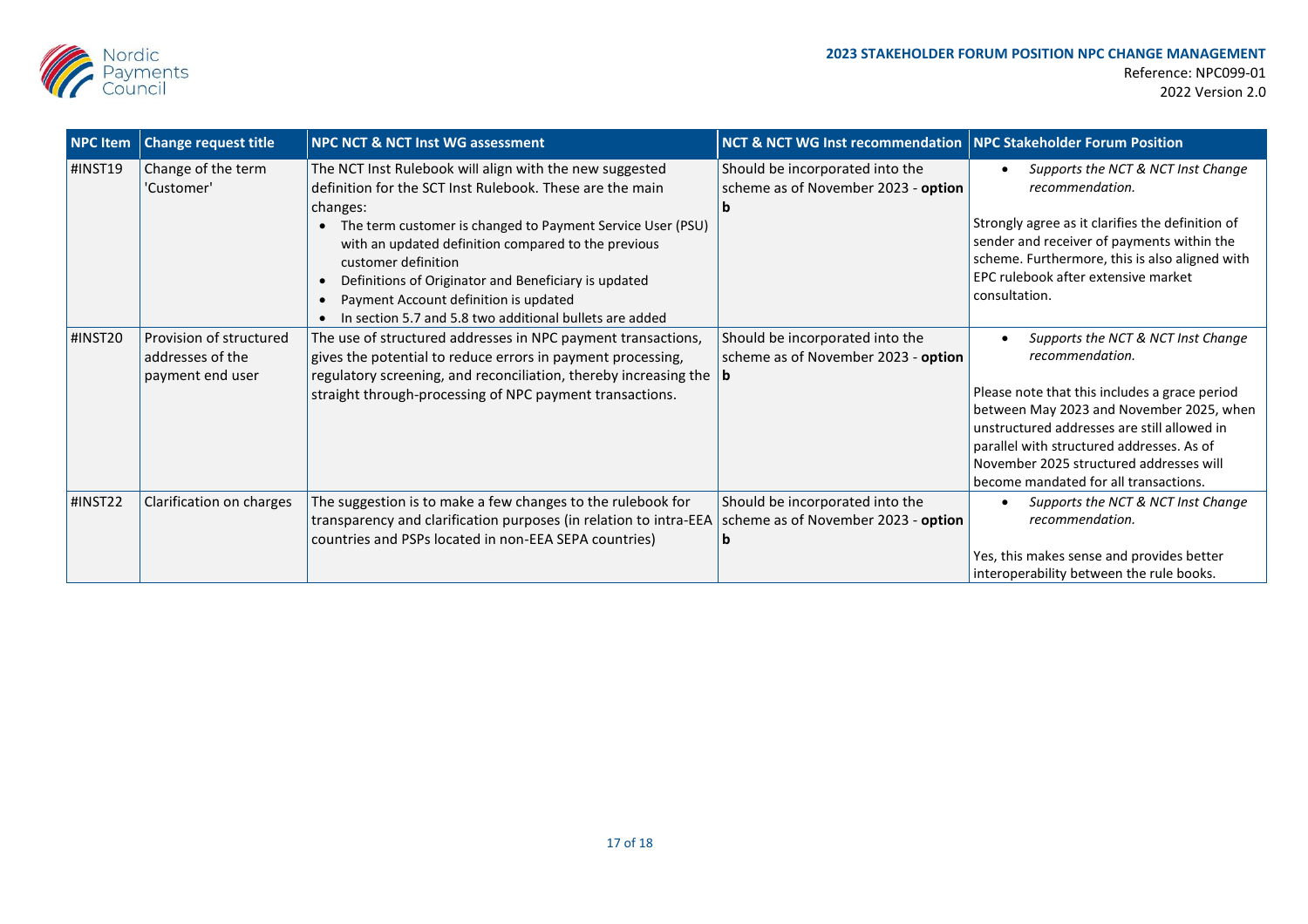| NPC Item | Change request title | NPC NCT & NCT Inst WG assessment | NCT & NCT WG Inst recommendation | NPC Stakeholder Forum Position |
|---|---|---|---|---|
| #INST19 | Change of the term 'Customer' | The NCT Inst Rulebook will align with the new suggested definition for the SCT Inst Rulebook. These are the main changes:<br>• The term customer is changed to Payment Service User (PSU) with an updated definition compared to the previous customer definition<br>• Definitions of Originator and Beneficiary is updated<br>• Payment Account definition is updated<br>• In section 5.7 and 5.8 two additional bullets are added | Should be incorporated into the scheme as of November 2023 - **option b** | • *Supports the NCT & NCT Inst Change recommendation.*<br><br>Strongly agree as it clarifies the definition of sender and receiver of payments within the scheme. Furthermore, this is also aligned with EPC rulebook after extensive market consultation. |
| #INST20 | Provision of structured addresses of the payment end user | The use of structured addresses in NPC payment transactions, gives the potential to reduce errors in payment processing, regulatory screening, and reconciliation, thereby increasing the straight through-processing of NPC payment transactions. | Should be incorporated into the scheme as of November 2023 - **option b** | • *Supports the NCT & NCT Inst Change recommendation.*<br><br>Please note that this includes a grace period between May 2023 and November 2025, when unstructured addresses are still allowed in parallel with structured addresses. As of November 2025 structured addresses will become mandated for all transactions. |
| #INST22 | Clarification on charges | The suggestion is to make a few changes to the rulebook for transparency and clarification purposes (in relation to intra-EEA countries and PSPs located in non-EEA SEPA countries) | Should be incorporated into the scheme as of November 2023 - **option b** | • *Supports the NCT & NCT Inst Change recommendation.*<br><br>Yes, this makes sense and provides better interoperability between the rule books. |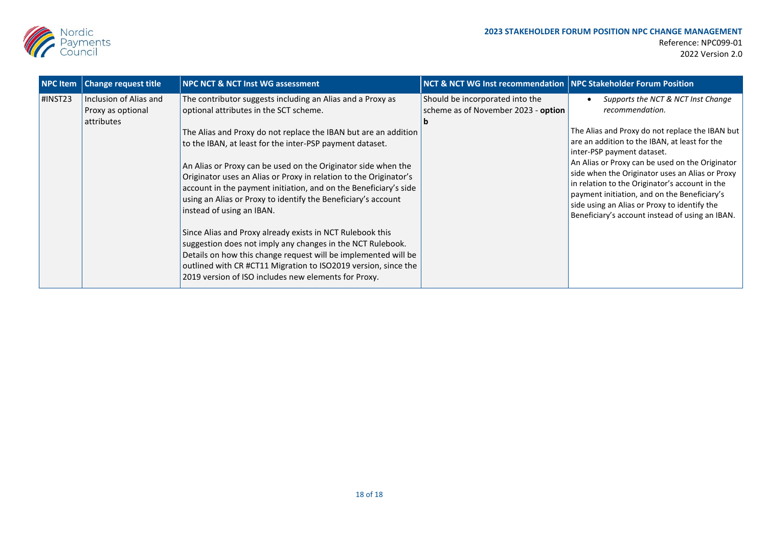| NPC Item | Change request title | NPC NCT & NCT Inst WG assessment | NCT & NCT WG Inst recommendation | NPC Stakeholder Forum Position |
|---|---|---|---|---|
| #INST23 | Inclusion of Alias and Proxy as optional attributes | The contributor suggests including an Alias and a Proxy as optional attributes in the SCT scheme.<br><br>The Alias and Proxy do not replace the IBAN but are an addition to the IBAN, at least for the inter-PSP payment dataset.<br><br>An Alias or Proxy can be used on the Originator side when the Originator uses an Alias or Proxy in relation to the Originator's account in the payment initiation, and on the Beneficiary's side using an Alias or Proxy to identify the Beneficiary's account instead of using an IBAN.<br><br>Since Alias and Proxy already exists in NCT Rulebook this suggestion does not imply any changes in the NCT Rulebook. Details on how this change request will be implemented will be outlined with CR #CT11 Migration to ISO2019 version, since the 2019 version of ISO includes new elements for Proxy. | Should be incorporated into the scheme as of November 2023 - **option b** | • *Supports the NCT & NCT Inst Change recommendation.*<br><br>The Alias and Proxy do not replace the IBAN but are an addition to the IBAN, at least for the inter-PSP payment dataset.<br>An Alias or Proxy can be used on the Originator side when the Originator uses an Alias or Proxy in relation to the Originator's account in the payment initiation, and on the Beneficiary's side using an Alias or Proxy to identify the Beneficiary's account instead of using an IBAN. |